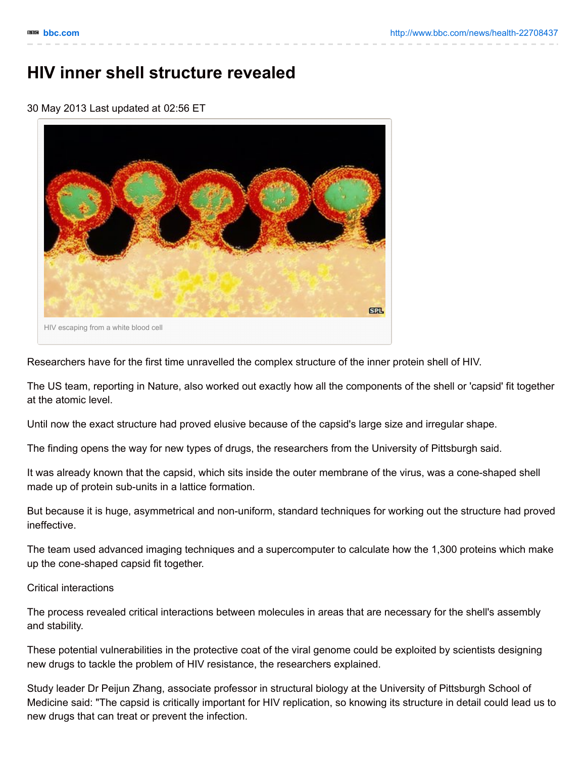# HIV inner shell structure revealed

30 May 2013 Last updated at 02:56 ET

HIV escaping from a white blood cell

Researchers have for the first time unravelled the complex structure of the inner protein shell of HIV.

The US team, reporting in Nature, also worked out exactly how all the components of the shell or 'capsid' fit together at the atomic level.

Until now the exact structure had proved elusive because of the capsid's large size and irregular shape.

The finding opens the way for new types of drugs, the researchers from the University of Pittsburgh said.

It was already known that the capsid, which sits inside the outer membrane of the virus, was a cone-shaped shell made up of protein sub-units in a lattice formation.

But because it is huge, asymmetrical and non-uniform, standard techniques for working out the structure had proved ineffective.

The team used advanced imaging techniques and a supercomputer to calculate how the 1,300 proteins which make up the cone-shaped capsid fit together.

Critical interactions

The process revealed critical interactions between molecules in areas that are necessary for the shell's assembly and stability.

These potential vulnerabilities in the protective coat of the viral genome could be exploited by scientists designing new drugs to tackle the problem of HIV resistance, the researchers explained.

Study leader Dr Peijun Zhang, associate professor in structural biology at the University of Pittsburgh School of Medicine said: "The capsid is critically important for HIV replication, so knowing its structure in detail could lead us to new drugs that can treat or prevent the infection.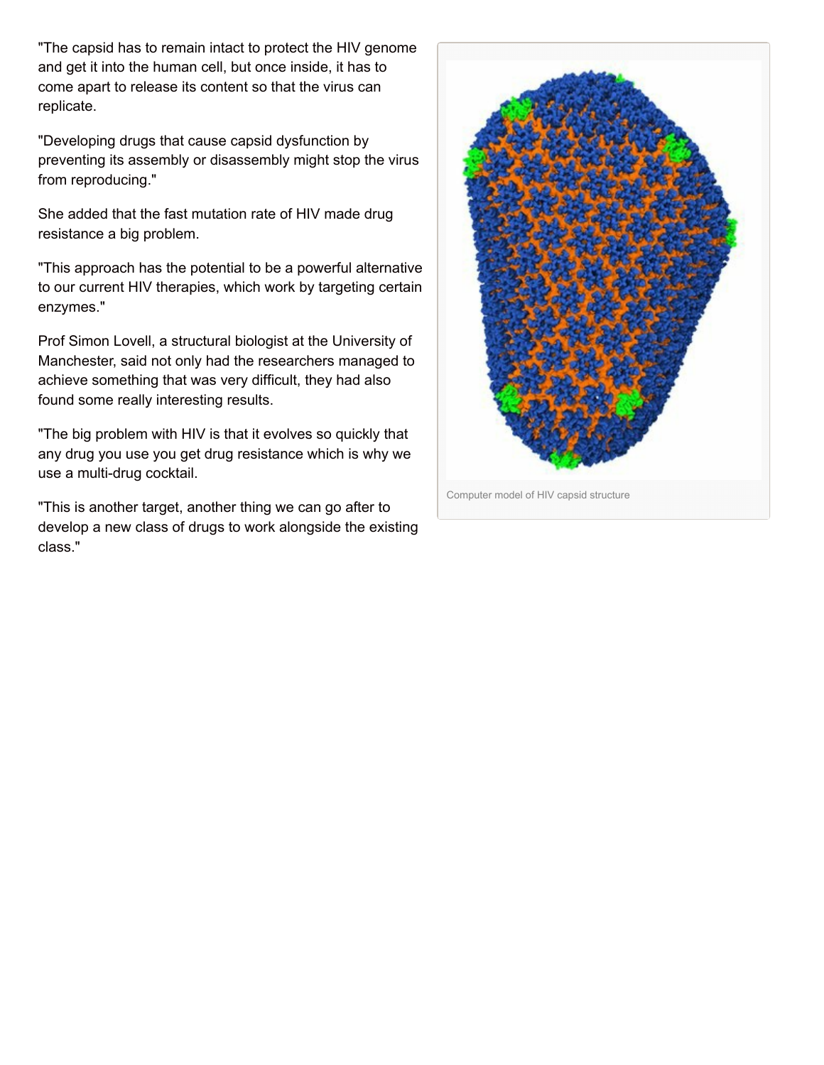"The capsid has to remain intact to protect the HIV genome and get it into the human cell, but once inside, it has to come apart to release its content so that the virus can replicate.

"Developing drugs that cause capsid dysfunction by preventing its assembly or disassembly might stop the virus from reproducing."

She added that the fast mutation rate of HIV made drug resistance a big problem.

"This approach has the potential to be a powerful alternative to our current HIV therapies, which work by targeting certain enzymes."

Prof Simon Lovell, a structural biologist at the University of Manchester, said not only had the researchers managed to achieve something that was very difficult, they had also found some really interesting results.

"The big problem with HIV is that it evolves so quickly that any drug you use you get drug resistance which is why we use a multi-drug cocktail.

"This is another target, another thing we can go after to develop a new class of drugs to work alongside the existing class."

Computer model of HIV capsid structure